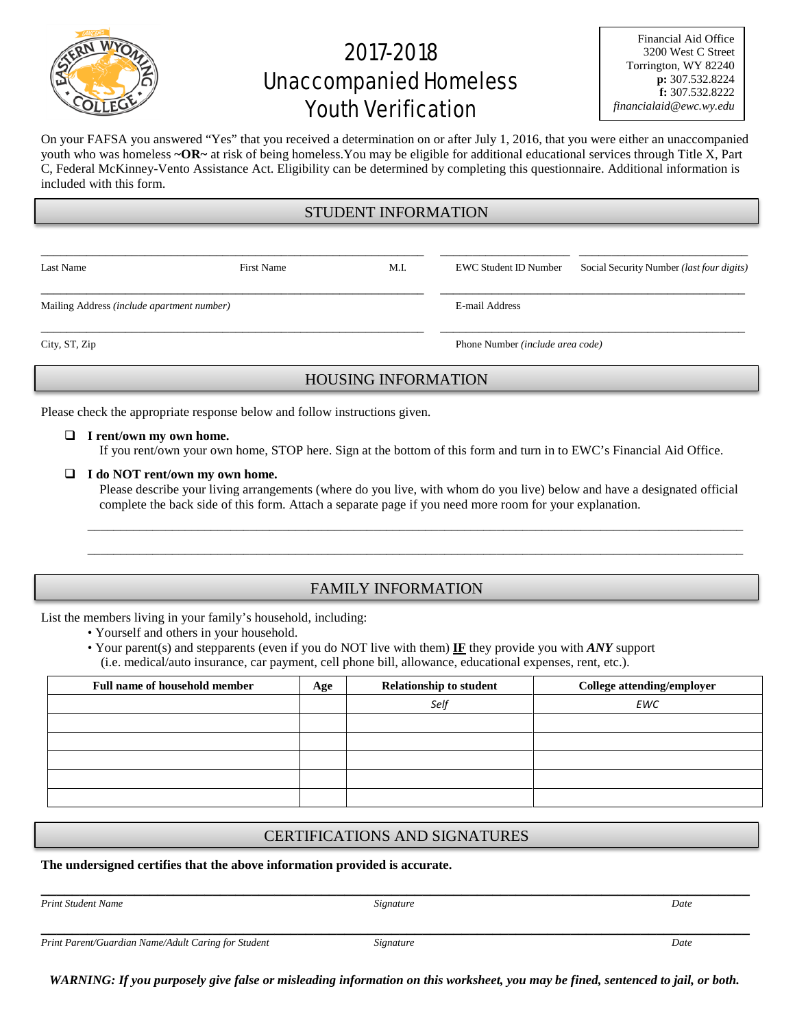# 2017-2018 Unaccompanied Homeless Youth Verification

Financial Aid Office
3200 West C Street
Torrington, WY 82240
**p:** 307.532.8224
**f:** 307.532.8222
*financialaid@ewc.wy.edu*

On your FAFSA you answered "Yes" that you received a determination on or after July 1, 2016, that you were either an unaccompanied youth who was homeless **~OR~** at risk of being homeless.You may be eligible for additional educational services through Title X, Part C, Federal McKinney-Vento Assistance Act. Eligibility can be determined by completing this questionnaire. Additional information is included with this form.

## STUDENT INFORMATION

\_\_\_\_\_\_\_\_\_\_\_\_\_\_\_\_\_\_\_\_\_\_\_\_\_\_\_\_\_\_\_\_\_\_\_\_\_\_\_\_\_\_\_\_\_\_ \_\_\_\_\_\_\_\_\_\_\_\_\_\_\_\_\_ \_\_\_\_\_\_\_\_\_\_\_\_\_\_\_\_\_\_\_\_\_\_

Last Name First Name M.I. EWC Student ID Number Social Security Number *(last four digits)*

\_\_\_\_\_\_\_\_\_\_\_\_\_\_\_\_\_\_\_\_\_\_\_\_\_\_\_\_\_\_\_\_\_\_\_\_\_\_\_\_\_\_\_\_\_\_ \_\_\_\_\_\_\_\_\_\_\_\_\_\_\_\_\_\_\_\_\_\_\_\_\_\_\_\_\_\_\_\_\_\_\_\_\_\_\_\_

Mailing Address *(include apartment number)* E-mail Address

\_\_\_\_\_\_\_\_\_\_\_\_\_\_\_\_\_\_\_\_\_\_\_\_\_\_\_\_\_\_\_\_\_\_\_\_\_\_\_\_\_\_\_\_\_\_ \_\_\_\_\_\_\_\_\_\_\_\_\_\_\_\_\_\_\_\_\_\_\_\_\_\_\_\_\_\_\_\_\_\_\_\_\_\_\_\_

City, ST, Zip Phone Number *(include area code)*

## HOUSING INFORMATION

Please check the appropriate response below and follow instructions given.

- ☐ **I rent/own my own home.**
  If you rent/own your own home, STOP here. Sign at the bottom of this form and turn in to EWC's Financial Aid Office.

- ☐ **I do NOT rent/own my own home.**
  Please describe your living arrangements (where do you live, with whom do you live) below and have a designated official complete the back side of this form. Attach a separate page if you need more room for your explanation.

  \_\_\_\_\_\_\_\_\_\_\_\_\_\_\_\_\_\_\_\_\_\_\_\_\_\_\_\_\_\_\_\_\_\_\_\_\_\_\_\_\_\_\_\_\_\_\_\_\_\_\_\_\_\_\_\_\_\_\_\_\_\_\_\_\_\_\_\_\_\_\_\_\_\_\_\_

  \_\_\_\_\_\_\_\_\_\_\_\_\_\_\_\_\_\_\_\_\_\_\_\_\_\_\_\_\_\_\_\_\_\_\_\_\_\_\_\_\_\_\_\_\_\_\_\_\_\_\_\_\_\_\_\_\_\_\_\_\_\_\_\_\_\_\_\_\_\_\_\_\_\_\_\_

## FAMILY INFORMATION

List the members living in your family's household, including:

- Yourself and others in your household.
- Your parent(s) and stepparents (even if you do NOT live with them) **IF** they provide you with ***ANY*** support (i.e. medical/auto insurance, car payment, cell phone bill, allowance, educational expenses, rent, etc.).

| Full name of household member | Age | Relationship to student | College attending/employer |
|---|---|---|---|
| | | *Self* | *EWC* |
| | | | |
| | | | |
| | | | |
| | | | |
| | | | |

## CERTIFICATIONS AND SIGNATURES

**The undersigned certifies that the above information provided is accurate.**

\_\_\_\_\_\_\_\_\_\_\_\_\_\_\_\_\_\_\_\_\_\_\_\_\_\_\_\_\_\_\_\_\_\_\_\_\_\_\_\_\_\_\_\_\_\_\_\_\_\_\_\_\_\_\_\_\_\_\_\_\_\_\_\_\_\_\_\_\_\_\_\_\_\_\_\_\_\_

*Print Student Name* *Signature* *Date*

\_\_\_\_\_\_\_\_\_\_\_\_\_\_\_\_\_\_\_\_\_\_\_\_\_\_\_\_\_\_\_\_\_\_\_\_\_\_\_\_\_\_\_\_\_\_\_\_\_\_\_\_\_\_\_\_\_\_\_\_\_\_\_\_\_\_\_\_\_\_\_\_\_\_\_\_\_\_

*Print Parent/Guardian Name/Adult Caring for Student* *Signature* *Date*

***WARNING: If you purposely give false or misleading information on this worksheet, you may be fined, sentenced to jail, or both.***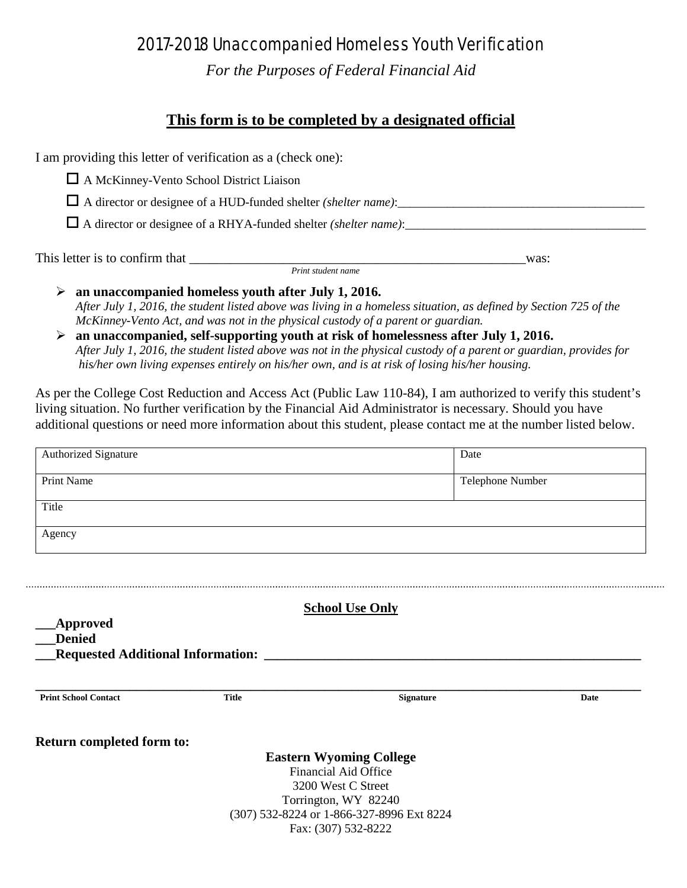# 2017-2018 Unaccompanied Homeless Youth Verification

*For the Purposes of Federal Financial Aid*

## This form is to be completed by a designated official

I am providing this letter of verification as a (check one):

- ☐ A McKinney-Vento School District Liaison
- ☐ A director or designee of a HUD-funded shelter *(shelter name)*:_______________________________________
- ☐ A director or designee of a RHYA-funded shelter *(shelter name)*:______________________________________

This letter is to confirm that ___________________________________________________was:
*Print student name*

- **an unaccompanied homeless youth after July 1, 2016.**
  *After July 1, 2016, the student listed above was living in a homeless situation, as defined by Section 725 of the McKinney-Vento Act, and was not in the physical custody of a parent or guardian.*
- **an unaccompanied, self-supporting youth at risk of homelessness after July 1, 2016.**
  *After July 1, 2016, the student listed above was not in the physical custody of a parent or guardian, provides for his/her own living expenses entirely on his/her own, and is at risk of losing his/her housing.*

As per the College Cost Reduction and Access Act (Public Law 110-84), I am authorized to verify this student's living situation. No further verification by the Financial Aid Administrator is necessary. Should you have additional questions or need more information about this student, please contact me at the number listed below.

| Authorized Signature | Date |
|---|---|
| Print Name | Telephone Number |
| Title | |
| Agency | |

**School Use Only**

**___Approved**
**___Denied**
**___Requested Additional Information: ________________________________________________________**

| Print School Contact | Title | Signature | Date |
|---|---|---|---|
| | | | |

**Return completed form to:**

**Eastern Wyoming College**
Financial Aid Office
3200 West C Street
Torrington, WY 82240
(307) 532-8224 or 1-866-327-8996 Ext 8224
Fax: (307) 532-8222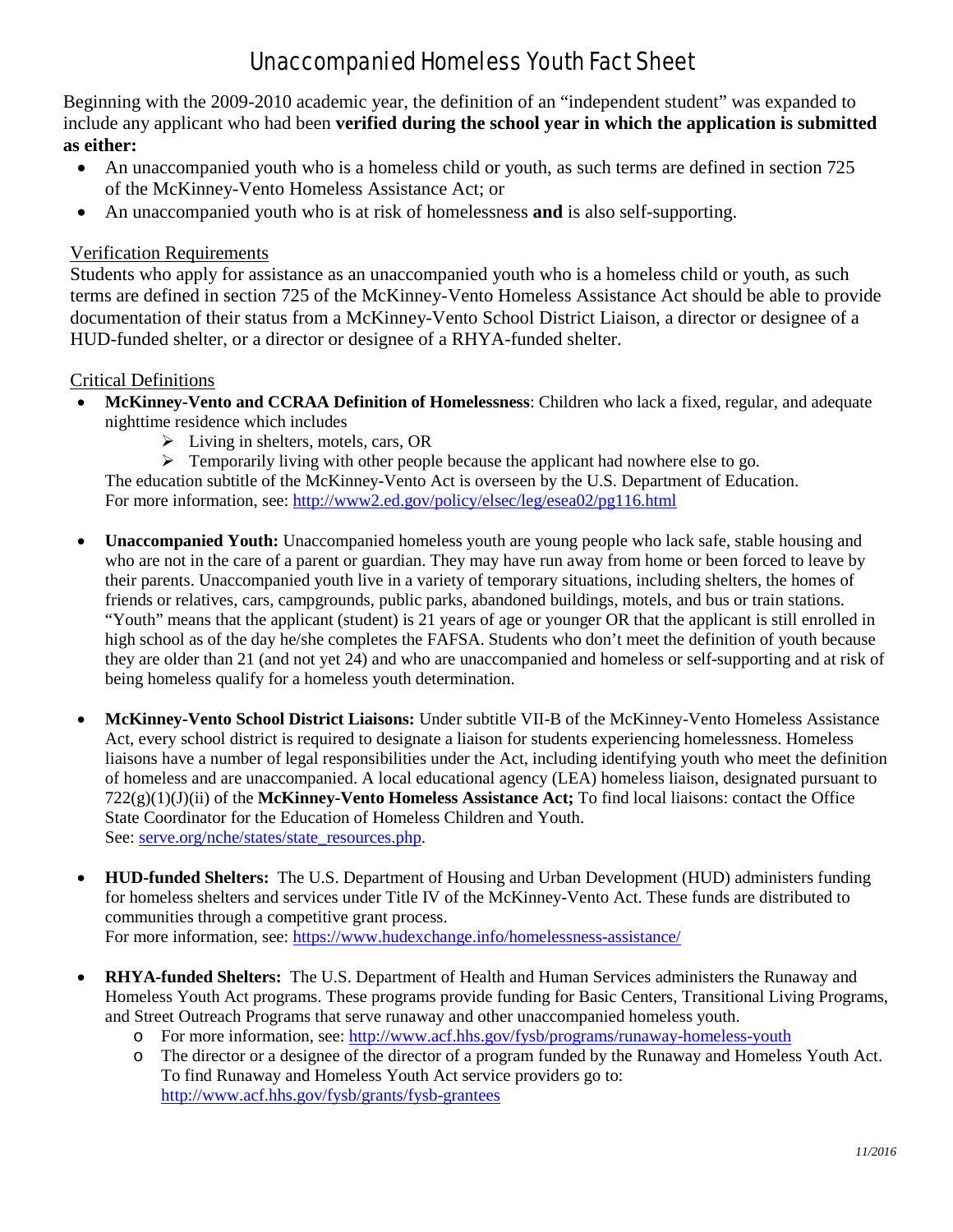# Unaccompanied Homeless Youth Fact Sheet

Beginning with the 2009-2010 academic year, the definition of an "independent student" was expanded to include any applicant who had been **verified during the school year in which the application is submitted as either:**

- An unaccompanied youth who is a homeless child or youth, as such terms are defined in section 725 of the McKinney-Vento Homeless Assistance Act; or
- An unaccompanied youth who is at risk of homelessness **and** is also self-supporting.

## Verification Requirements

Students who apply for assistance as an unaccompanied youth who is a homeless child or youth, as such terms are defined in section 725 of the McKinney-Vento Homeless Assistance Act should be able to provide documentation of their status from a McKinney-Vento School District Liaison, a director or designee of a HUD-funded shelter, or a director or designee of a RHYA-funded shelter.

## Critical Definitions

- **McKinney-Vento and CCRAA Definition of Homelessness**: Children who lack a fixed, regular, and adequate nighttime residence which includes
  - Living in shelters, motels, cars, OR
  - Temporarily living with other people because the applicant had nowhere else to go.

  The education subtitle of the McKinney-Vento Act is overseen by the U.S. Department of Education. For more information, see: http://www2.ed.gov/policy/elsec/leg/esea02/pg116.html

- **Unaccompanied Youth:** Unaccompanied homeless youth are young people who lack safe, stable housing and who are not in the care of a parent or guardian. They may have run away from home or been forced to leave by their parents. Unaccompanied youth live in a variety of temporary situations, including shelters, the homes of friends or relatives, cars, campgrounds, public parks, abandoned buildings, motels, and bus or train stations. "Youth" means that the applicant (student) is 21 years of age or younger OR that the applicant is still enrolled in high school as of the day he/she completes the FAFSA. Students who don't meet the definition of youth because they are older than 21 (and not yet 24) and who are unaccompanied and homeless or self-supporting and at risk of being homeless qualify for a homeless youth determination.

- **McKinney-Vento School District Liaisons:** Under subtitle VII-B of the McKinney-Vento Homeless Assistance Act, every school district is required to designate a liaison for students experiencing homelessness. Homeless liaisons have a number of legal responsibilities under the Act, including identifying youth who meet the definition of homeless and are unaccompanied. A local educational agency (LEA) homeless liaison, designated pursuant to 722(g)(1)(J)(ii) of the **McKinney-Vento Homeless Assistance Act;** To find local liaisons: contact the Office State Coordinator for the Education of Homeless Children and Youth. See: serve.org/nche/states/state_resources.php.

- **HUD-funded Shelters:** The U.S. Department of Housing and Urban Development (HUD) administers funding for homeless shelters and services under Title IV of the McKinney-Vento Act. These funds are distributed to communities through a competitive grant process. For more information, see: https://www.hudexchange.info/homelessness-assistance/

- **RHYA-funded Shelters:** The U.S. Department of Health and Human Services administers the Runaway and Homeless Youth Act programs. These programs provide funding for Basic Centers, Transitional Living Programs, and Street Outreach Programs that serve runaway and other unaccompanied homeless youth.
  - For more information, see: http://www.acf.hhs.gov/fysb/programs/runaway-homeless-youth
  - The director or a designee of the director of a program funded by the Runaway and Homeless Youth Act. To find Runaway and Homeless Youth Act service providers go to: http://www.acf.hhs.gov/fysb/grants/fysb-grantees

*11/2016*